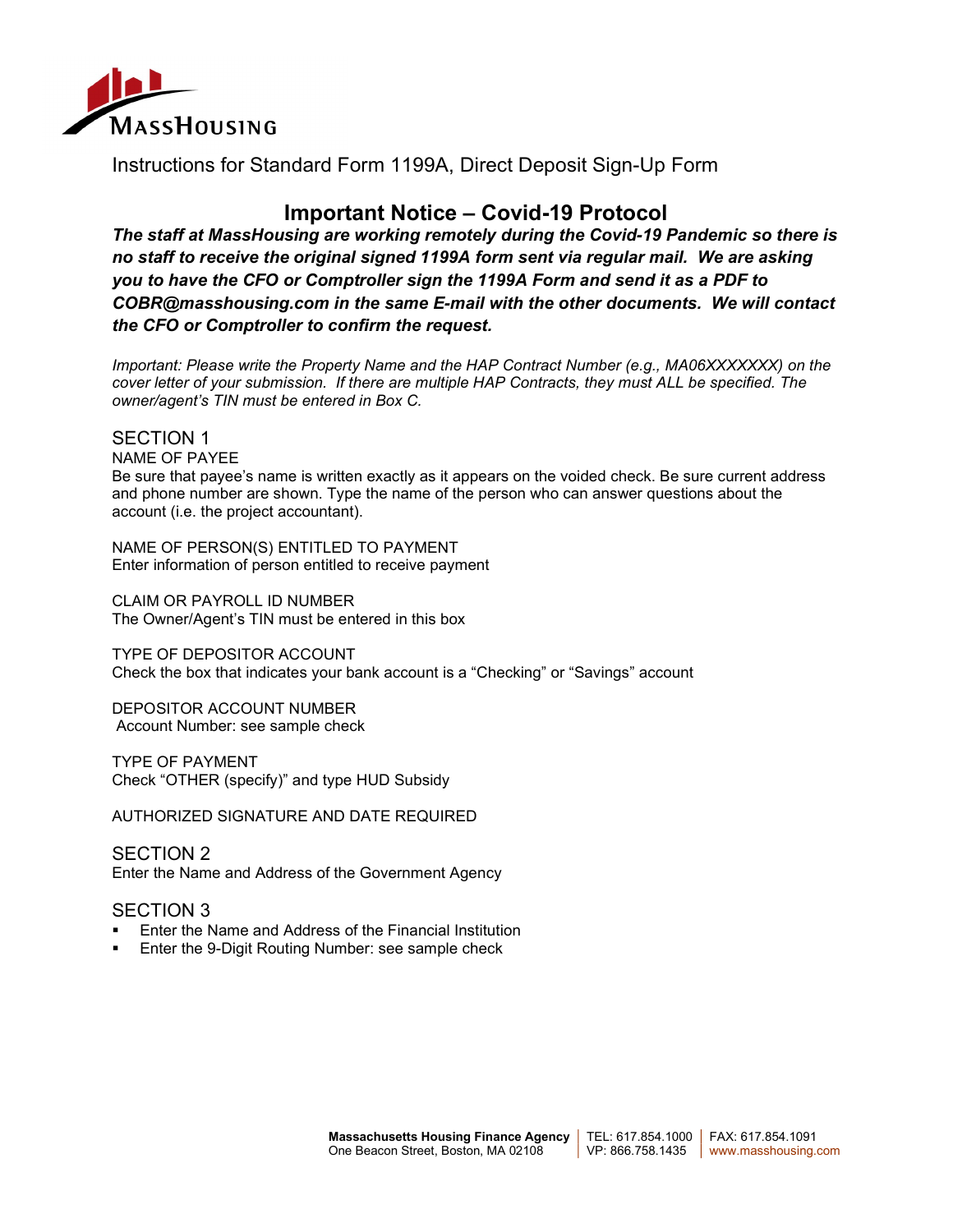MassHousing

Instructions for Standard Form 1199A, Direct Deposit Sign-Up Form

## Important Notice – Covid-19 Protocol

***The staff at MassHousing are working remotely during the Covid-19 Pandemic so there is no staff to receive the original signed 1199A form sent via regular mail. We are asking you to have the CFO or Comptroller sign the 1199A Form and send it as a PDF to COBR@masshousing.com in the same E-mail with the other documents. We will contact the CFO or Comptroller to confirm the request.***

*Important: Please write the Property Name and the HAP Contract Number (e.g., MA06XXXXXXX) on the cover letter of your submission. If there are multiple HAP Contracts, they must ALL be specified. The owner/agent's TIN must be entered in Box C.*

### SECTION 1

NAME OF PAYEE
Be sure that payee's name is written exactly as it appears on the voided check. Be sure current address and phone number are shown. Type the name of the person who can answer questions about the account (i.e. the project accountant).

NAME OF PERSON(S) ENTITLED TO PAYMENT
Enter information of person entitled to receive payment

CLAIM OR PAYROLL ID NUMBER
The Owner/Agent's TIN must be entered in this box

TYPE OF DEPOSITOR ACCOUNT
Check the box that indicates your bank account is a "Checking" or "Savings" account

DEPOSITOR ACCOUNT NUMBER
Account Number: see sample check

TYPE OF PAYMENT
Check "OTHER (specify)" and type HUD Subsidy

AUTHORIZED SIGNATURE AND DATE REQUIRED

### SECTION 2

Enter the Name and Address of the Government Agency

### SECTION 3

- Enter the Name and Address of the Financial Institution
- Enter the 9-Digit Routing Number: see sample check

**Massachusetts Housing Finance Agency** | TEL: 617.854.1000 | FAX: 617.854.1091
One Beacon Street, Boston, MA 02108 | VP: 866.758.1435 | www.masshousing.com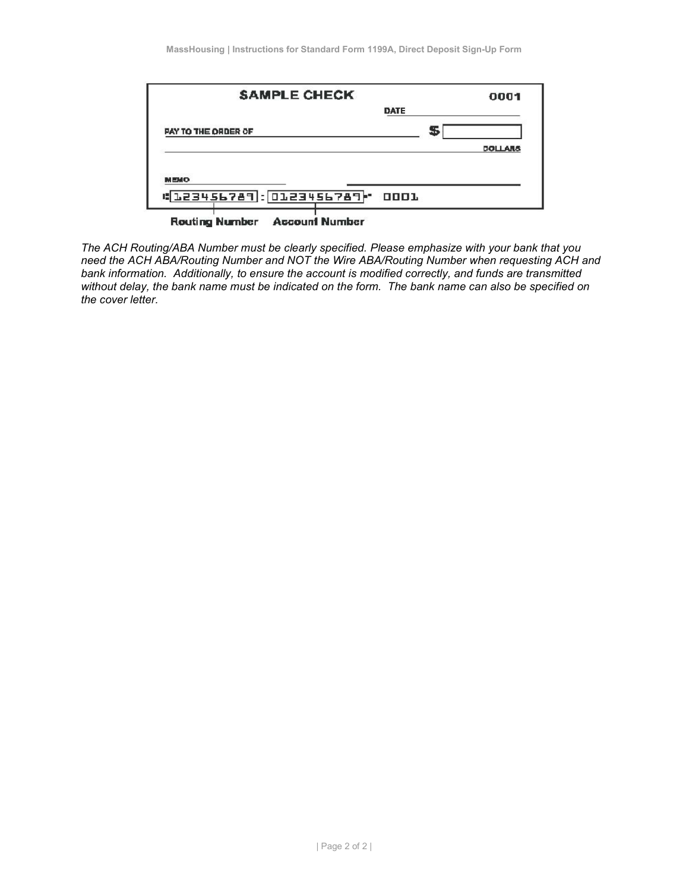SAMPLE CHECK

0001

DATE

PAY TO THE ORDER OF

$

DOLLARS

MEMO

⑆123456789⑆ : 0123456789⑈ 0001

Routing Number

Account Number

*The ACH Routing/ABA Number must be clearly specified. Please emphasize with your bank that you need the ACH ABA/Routing Number and NOT the Wire ABA/Routing Number when requesting ACH and bank information. Additionally, to ensure the account is modified correctly, and funds are transmitted without delay, the bank name must be indicated on the form. The bank name can also be specified on the cover letter.*